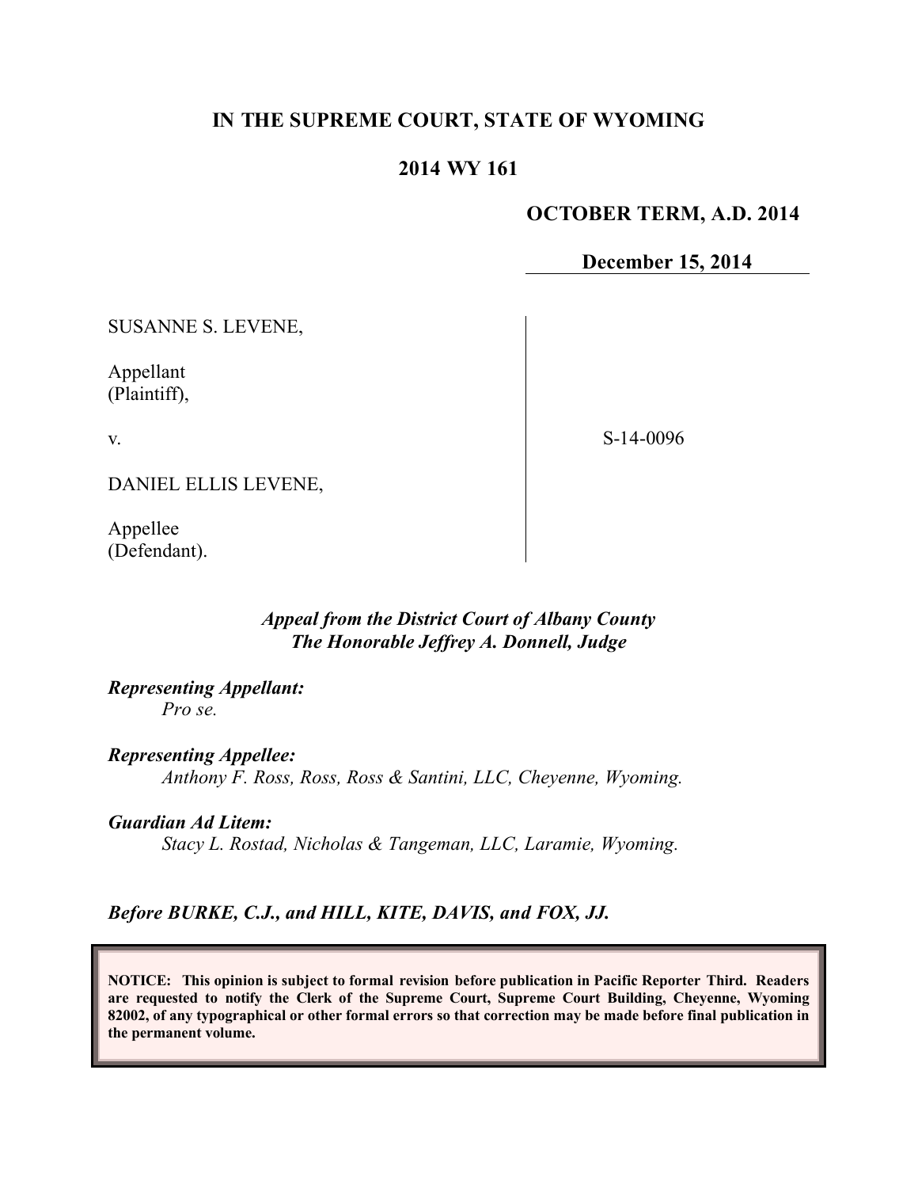**IN THE SUPREME COURT, STATE OF WYOMING**

**2014 WY 161**

**OCTOBER TERM, A.D. 2014**

**December 15, 2014**

SUSANNE S. LEVENE,

Appellant
(Plaintiff),

v.

DANIEL ELLIS LEVENE,

Appellee
(Defendant).

S-14-0096

***Appeal from the District Court of Albany County***
***The Honorable Jeffrey A. Donnell, Judge***

***Representing Appellant:***
*Pro se.*

***Representing Appellee:***
*Anthony F. Ross, Ross, Ross & Santini, LLC, Cheyenne, Wyoming.*

***Guardian Ad Litem:***
*Stacy L. Rostad, Nicholas & Tangeman, LLC, Laramie, Wyoming.*

***Before BURKE, C.J., and HILL, KITE, DAVIS, and FOX, JJ.***

**NOTICE: This opinion is subject to formal revision before publication in Pacific Reporter Third. Readers are requested to notify the Clerk of the Supreme Court, Supreme Court Building, Cheyenne, Wyoming 82002, of any typographical or other formal errors so that correction may be made before final publication in the permanent volume.**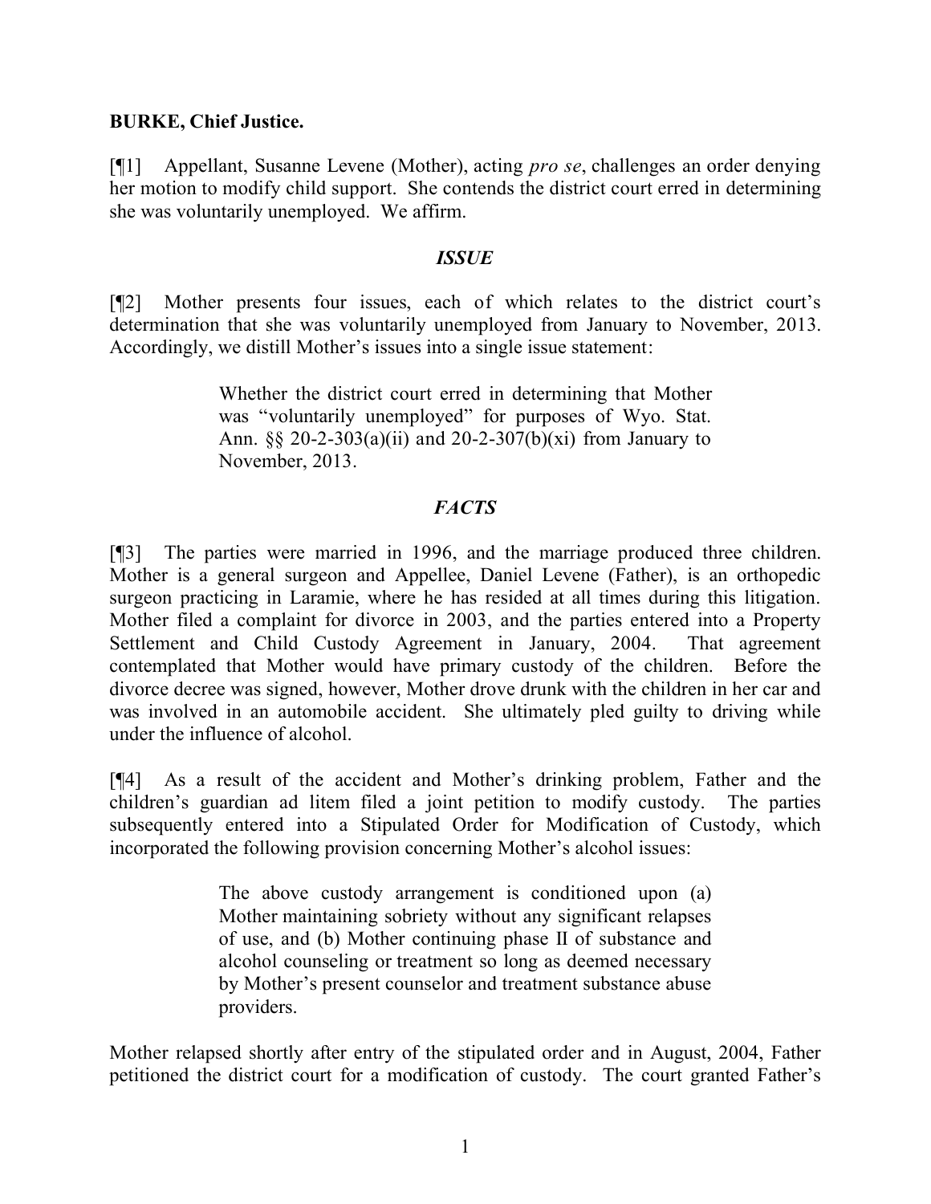**BURKE, Chief Justice.**

[¶1] Appellant, Susanne Levene (Mother), acting *pro se*, challenges an order denying her motion to modify child support. She contends the district court erred in determining she was voluntarily unemployed. We affirm.

### *ISSUE*

[¶2] Mother presents four issues, each of which relates to the district court's determination that she was voluntarily unemployed from January to November, 2013. Accordingly, we distill Mother's issues into a single issue statement:

> Whether the district court erred in determining that Mother was "voluntarily unemployed" for purposes of Wyo. Stat. Ann. §§ 20-2-303(a)(ii) and 20-2-307(b)(xi) from January to November, 2013.

### *FACTS*

[¶3] The parties were married in 1996, and the marriage produced three children. Mother is a general surgeon and Appellee, Daniel Levene (Father), is an orthopedic surgeon practicing in Laramie, where he has resided at all times during this litigation. Mother filed a complaint for divorce in 2003, and the parties entered into a Property Settlement and Child Custody Agreement in January, 2004. That agreement contemplated that Mother would have primary custody of the children. Before the divorce decree was signed, however, Mother drove drunk with the children in her car and was involved in an automobile accident. She ultimately pled guilty to driving while under the influence of alcohol.

[¶4] As a result of the accident and Mother's drinking problem, Father and the children's guardian ad litem filed a joint petition to modify custody. The parties subsequently entered into a Stipulated Order for Modification of Custody, which incorporated the following provision concerning Mother's alcohol issues:

> The above custody arrangement is conditioned upon (a) Mother maintaining sobriety without any significant relapses of use, and (b) Mother continuing phase II of substance and alcohol counseling or treatment so long as deemed necessary by Mother's present counselor and treatment substance abuse providers.

Mother relapsed shortly after entry of the stipulated order and in August, 2004, Father petitioned the district court for a modification of custody. The court granted Father's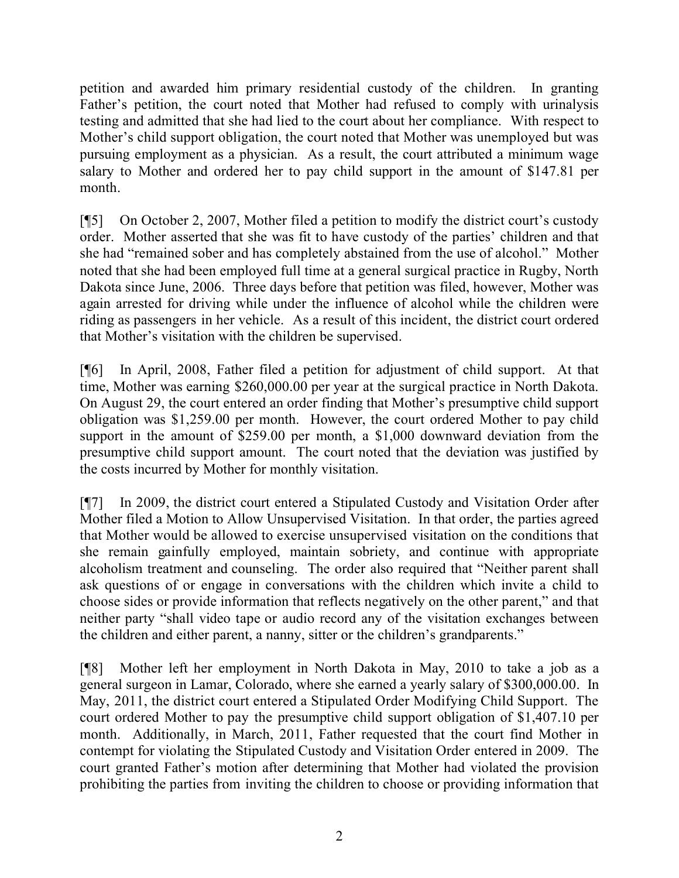petition and awarded him primary residential custody of the children. In granting Father's petition, the court noted that Mother had refused to comply with urinalysis testing and admitted that she had lied to the court about her compliance. With respect to Mother's child support obligation, the court noted that Mother was unemployed but was pursuing employment as a physician. As a result, the court attributed a minimum wage salary to Mother and ordered her to pay child support in the amount of $147.81 per month.

[¶5] On October 2, 2007, Mother filed a petition to modify the district court's custody order. Mother asserted that she was fit to have custody of the parties' children and that she had "remained sober and has completely abstained from the use of alcohol." Mother noted that she had been employed full time at a general surgical practice in Rugby, North Dakota since June, 2006. Three days before that petition was filed, however, Mother was again arrested for driving while under the influence of alcohol while the children were riding as passengers in her vehicle. As a result of this incident, the district court ordered that Mother's visitation with the children be supervised.

[¶6] In April, 2008, Father filed a petition for adjustment of child support. At that time, Mother was earning $260,000.00 per year at the surgical practice in North Dakota. On August 29, the court entered an order finding that Mother's presumptive child support obligation was $1,259.00 per month. However, the court ordered Mother to pay child support in the amount of $259.00 per month, a $1,000 downward deviation from the presumptive child support amount. The court noted that the deviation was justified by the costs incurred by Mother for monthly visitation.

[¶7] In 2009, the district court entered a Stipulated Custody and Visitation Order after Mother filed a Motion to Allow Unsupervised Visitation. In that order, the parties agreed that Mother would be allowed to exercise unsupervised visitation on the conditions that she remain gainfully employed, maintain sobriety, and continue with appropriate alcoholism treatment and counseling. The order also required that "Neither parent shall ask questions of or engage in conversations with the children which invite a child to choose sides or provide information that reflects negatively on the other parent," and that neither party "shall video tape or audio record any of the visitation exchanges between the children and either parent, a nanny, sitter or the children's grandparents."

[¶8] Mother left her employment in North Dakota in May, 2010 to take a job as a general surgeon in Lamar, Colorado, where she earned a yearly salary of $300,000.00. In May, 2011, the district court entered a Stipulated Order Modifying Child Support. The court ordered Mother to pay the presumptive child support obligation of $1,407.10 per month. Additionally, in March, 2011, Father requested that the court find Mother in contempt for violating the Stipulated Custody and Visitation Order entered in 2009. The court granted Father's motion after determining that Mother had violated the provision prohibiting the parties from inviting the children to choose or providing information that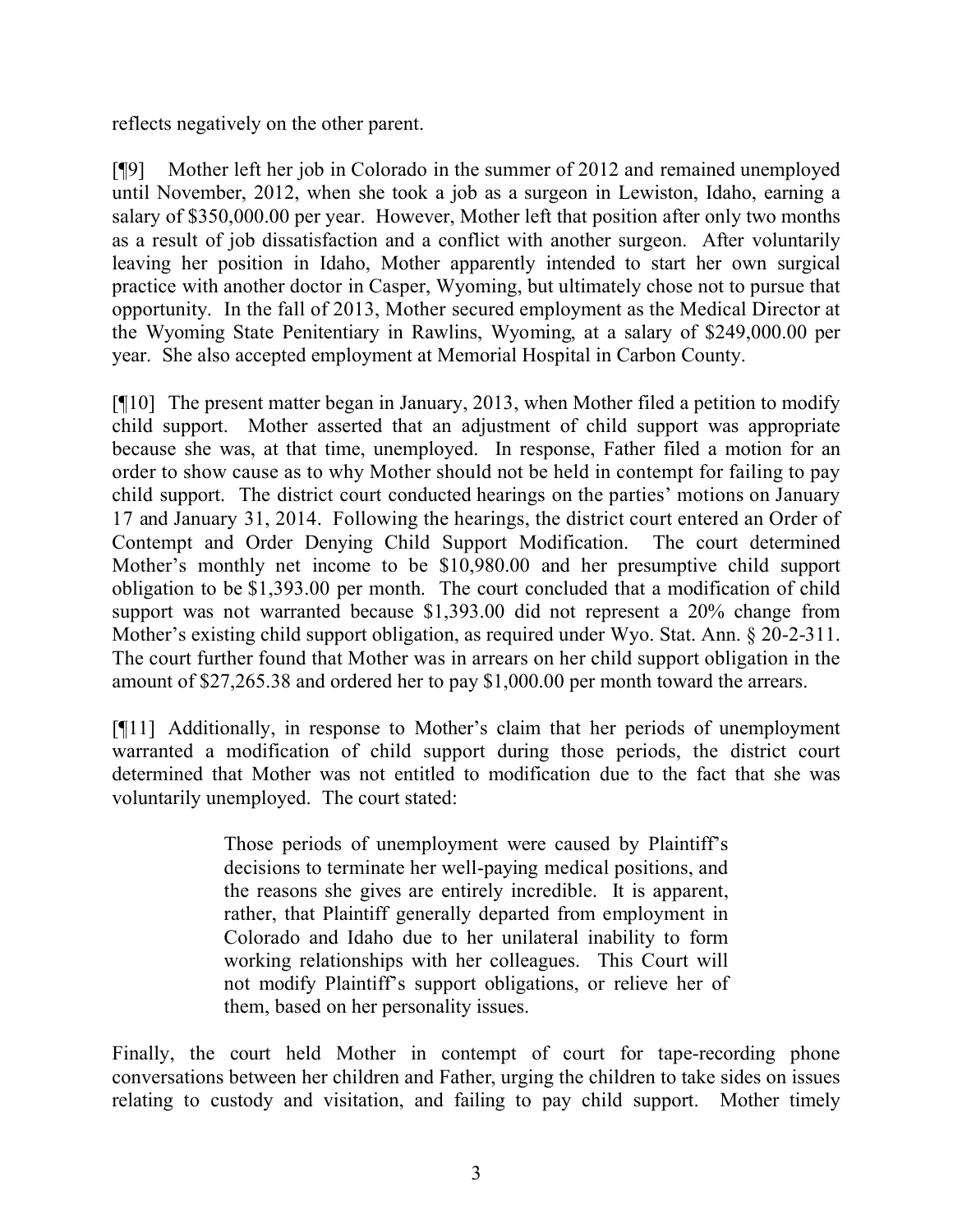reflects negatively on the other parent.

[¶9] Mother left her job in Colorado in the summer of 2012 and remained unemployed until November, 2012, when she took a job as a surgeon in Lewiston, Idaho, earning a salary of $350,000.00 per year. However, Mother left that position after only two months as a result of job dissatisfaction and a conflict with another surgeon. After voluntarily leaving her position in Idaho, Mother apparently intended to start her own surgical practice with another doctor in Casper, Wyoming, but ultimately chose not to pursue that opportunity. In the fall of 2013, Mother secured employment as the Medical Director at the Wyoming State Penitentiary in Rawlins, Wyoming, at a salary of $249,000.00 per year. She also accepted employment at Memorial Hospital in Carbon County.

[¶10] The present matter began in January, 2013, when Mother filed a petition to modify child support. Mother asserted that an adjustment of child support was appropriate because she was, at that time, unemployed. In response, Father filed a motion for an order to show cause as to why Mother should not be held in contempt for failing to pay child support. The district court conducted hearings on the parties' motions on January 17 and January 31, 2014. Following the hearings, the district court entered an Order of Contempt and Order Denying Child Support Modification. The court determined Mother's monthly net income to be $10,980.00 and her presumptive child support obligation to be $1,393.00 per month. The court concluded that a modification of child support was not warranted because $1,393.00 did not represent a 20% change from Mother's existing child support obligation, as required under Wyo. Stat. Ann. § 20-2-311. The court further found that Mother was in arrears on her child support obligation in the amount of $27,265.38 and ordered her to pay $1,000.00 per month toward the arrears.

[¶11] Additionally, in response to Mother's claim that her periods of unemployment warranted a modification of child support during those periods, the district court determined that Mother was not entitled to modification due to the fact that she was voluntarily unemployed. The court stated:

> Those periods of unemployment were caused by Plaintiff's decisions to terminate her well-paying medical positions, and the reasons she gives are entirely incredible. It is apparent, rather, that Plaintiff generally departed from employment in Colorado and Idaho due to her unilateral inability to form working relationships with her colleagues. This Court will not modify Plaintiff's support obligations, or relieve her of them, based on her personality issues.

Finally, the court held Mother in contempt of court for tape-recording phone conversations between her children and Father, urging the children to take sides on issues relating to custody and visitation, and failing to pay child support. Mother timely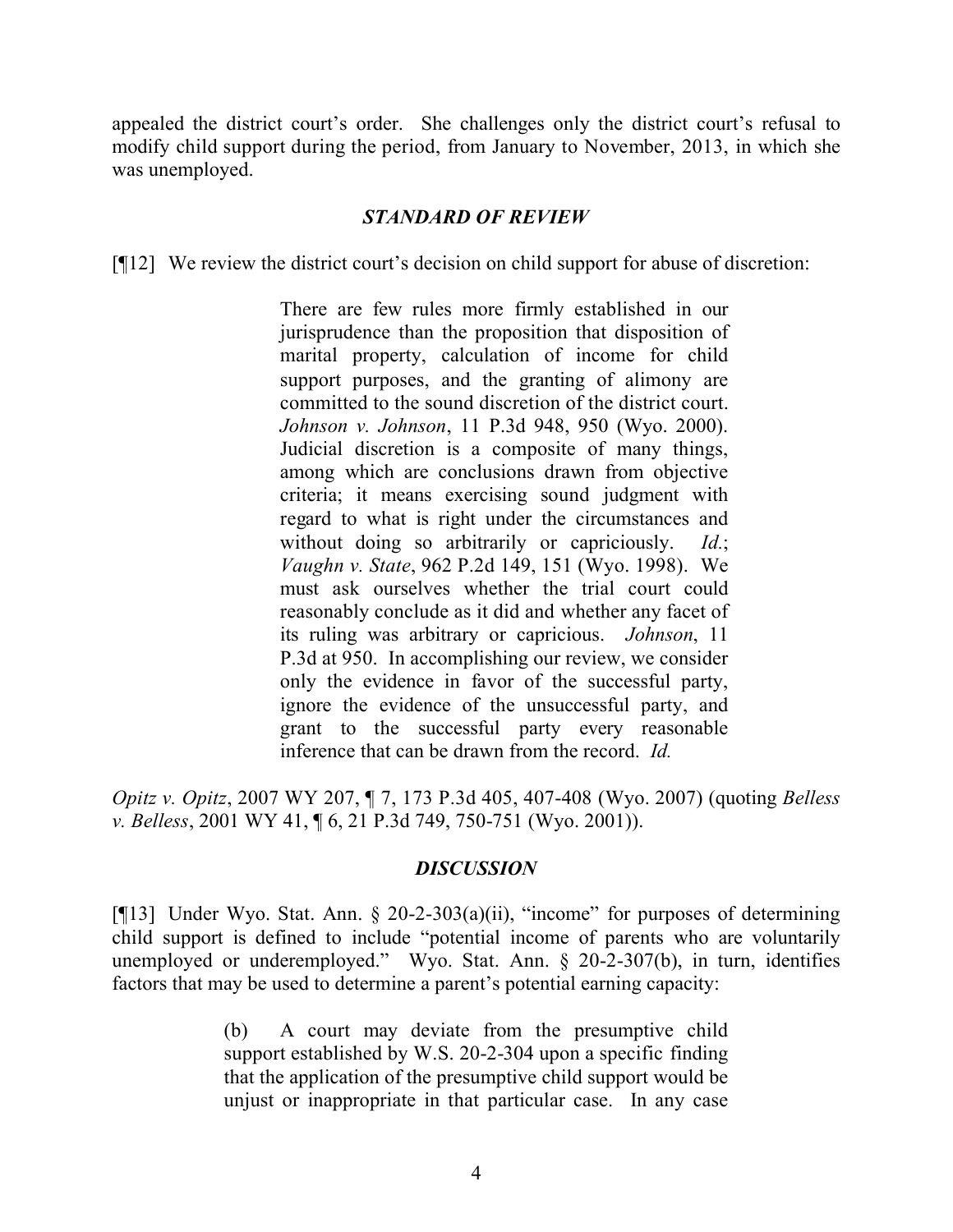appealed the district court's order. She challenges only the district court's refusal to modify child support during the period, from January to November, 2013, in which she was unemployed.

### *STANDARD OF REVIEW*

[¶12] We review the district court's decision on child support for abuse of discretion:

> There are few rules more firmly established in our jurisprudence than the proposition that disposition of marital property, calculation of income for child support purposes, and the granting of alimony are committed to the sound discretion of the district court. *Johnson v. Johnson*, 11 P.3d 948, 950 (Wyo. 2000). Judicial discretion is a composite of many things, among which are conclusions drawn from objective criteria; it means exercising sound judgment with regard to what is right under the circumstances and without doing so arbitrarily or capriciously. *Id.*; *Vaughn v. State*, 962 P.2d 149, 151 (Wyo. 1998). We must ask ourselves whether the trial court could reasonably conclude as it did and whether any facet of its ruling was arbitrary or capricious. *Johnson*, 11 P.3d at 950. In accomplishing our review, we consider only the evidence in favor of the successful party, ignore the evidence of the unsuccessful party, and grant to the successful party every reasonable inference that can be drawn from the record. *Id.*

*Opitz v. Opitz*, 2007 WY 207, ¶ 7, 173 P.3d 405, 407-408 (Wyo. 2007) (quoting *Belless v. Belless*, 2001 WY 41, ¶ 6, 21 P.3d 749, 750-751 (Wyo. 2001)).

### *DISCUSSION*

[¶13] Under Wyo. Stat. Ann. § 20-2-303(a)(ii), "income" for purposes of determining child support is defined to include "potential income of parents who are voluntarily unemployed or underemployed." Wyo. Stat. Ann. § 20-2-307(b), in turn, identifies factors that may be used to determine a parent's potential earning capacity:

> (b) A court may deviate from the presumptive child support established by W.S. 20-2-304 upon a specific finding that the application of the presumptive child support would be unjust or inappropriate in that particular case. In any case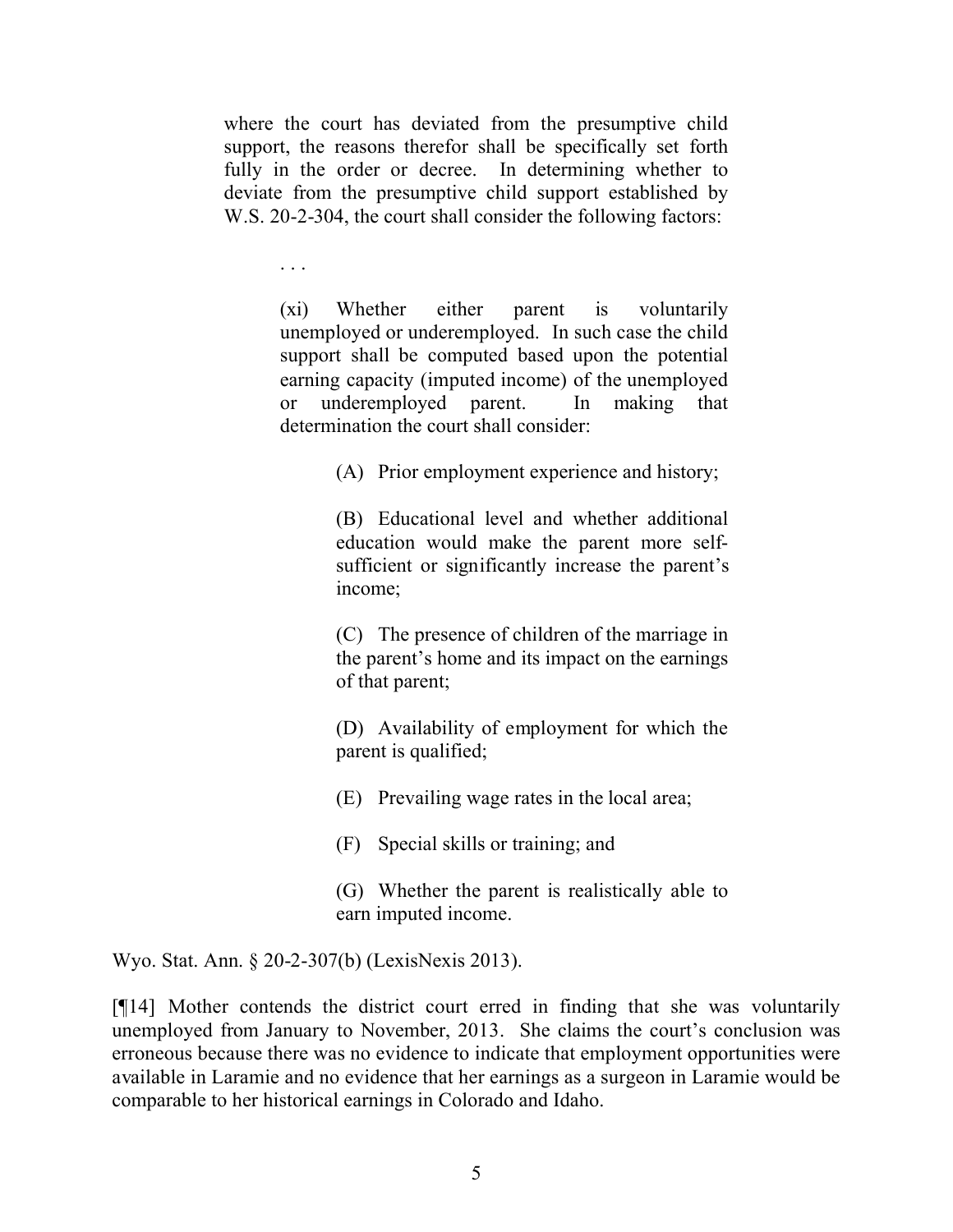> where the court has deviated from the presumptive child support, the reasons therefor shall be specifically set forth fully in the order or decree. In determining whether to deviate from the presumptive child support established by W.S. 20-2-304, the court shall consider the following factors:
>
> . . .
>
> > (xi) Whether either parent is voluntarily unemployed or underemployed. In such case the child support shall be computed based upon the potential earning capacity (imputed income) of the unemployed or underemployed parent. In making that determination the court shall consider:
> >
> > > (A) Prior employment experience and history;
> > >
> > > (B) Educational level and whether additional education would make the parent more self-sufficient or significantly increase the parent's income;
> > >
> > > (C) The presence of children of the marriage in the parent's home and its impact on the earnings of that parent;
> > >
> > > (D) Availability of employment for which the parent is qualified;
> > >
> > > (E) Prevailing wage rates in the local area;
> > >
> > > (F) Special skills or training; and
> > >
> > > (G) Whether the parent is realistically able to earn imputed income.

Wyo. Stat. Ann. § 20-2-307(b) (LexisNexis 2013).

[¶14] Mother contends the district court erred in finding that she was voluntarily unemployed from January to November, 2013. She claims the court's conclusion was erroneous because there was no evidence to indicate that employment opportunities were available in Laramie and no evidence that her earnings as a surgeon in Laramie would be comparable to her historical earnings in Colorado and Idaho.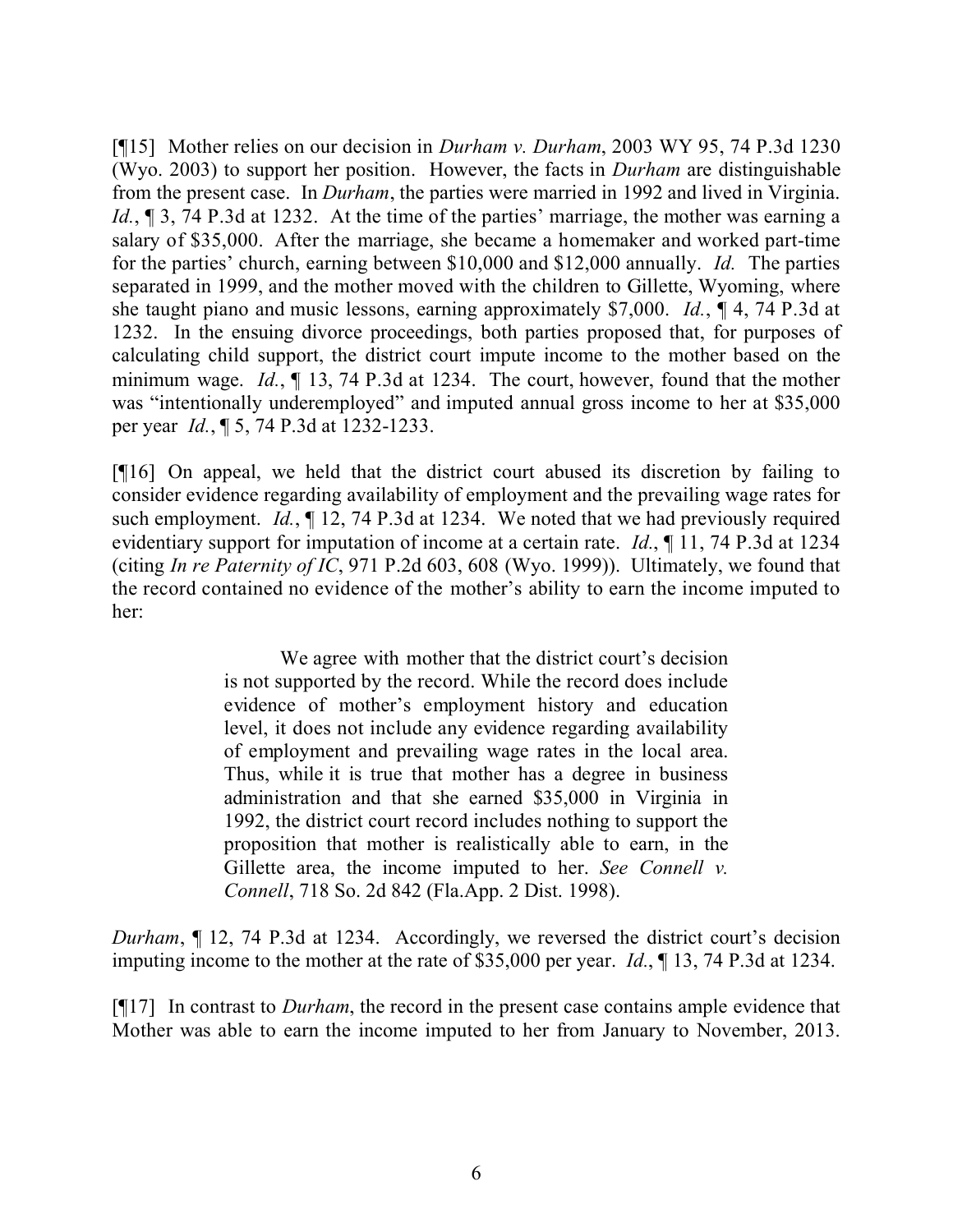[¶15] Mother relies on our decision in *Durham v. Durham*, 2003 WY 95, 74 P.3d 1230 (Wyo. 2003) to support her position. However, the facts in *Durham* are distinguishable from the present case. In *Durham*, the parties were married in 1992 and lived in Virginia. *Id.*, ¶ 3, 74 P.3d at 1232. At the time of the parties' marriage, the mother was earning a salary of $35,000. After the marriage, she became a homemaker and worked part-time for the parties' church, earning between $10,000 and $12,000 annually. *Id.* The parties separated in 1999, and the mother moved with the children to Gillette, Wyoming, where she taught piano and music lessons, earning approximately $7,000. *Id.*, ¶ 4, 74 P.3d at 1232. In the ensuing divorce proceedings, both parties proposed that, for purposes of calculating child support, the district court impute income to the mother based on the minimum wage. *Id.*, ¶ 13, 74 P.3d at 1234. The court, however, found that the mother was "intentionally underemployed" and imputed annual gross income to her at $35,000 per year *Id.*, ¶ 5, 74 P.3d at 1232-1233.

[¶16] On appeal, we held that the district court abused its discretion by failing to consider evidence regarding availability of employment and the prevailing wage rates for such employment. *Id.*, ¶ 12, 74 P.3d at 1234. We noted that we had previously required evidentiary support for imputation of income at a certain rate. *Id.*, ¶ 11, 74 P.3d at 1234 (citing *In re Paternity of IC*, 971 P.2d 603, 608 (Wyo. 1999)). Ultimately, we found that the record contained no evidence of the mother's ability to earn the income imputed to her:

> We agree with mother that the district court's decision is not supported by the record. While the record does include evidence of mother's employment history and education level, it does not include any evidence regarding availability of employment and prevailing wage rates in the local area. Thus, while it is true that mother has a degree in business administration and that she earned $35,000 in Virginia in 1992, the district court record includes nothing to support the proposition that mother is realistically able to earn, in the Gillette area, the income imputed to her. *See Connell v. Connell*, 718 So. 2d 842 (Fla.App. 2 Dist. 1998).

*Durham*, ¶ 12, 74 P.3d at 1234. Accordingly, we reversed the district court's decision imputing income to the mother at the rate of $35,000 per year. *Id.*, ¶ 13, 74 P.3d at 1234.

[¶17] In contrast to *Durham*, the record in the present case contains ample evidence that Mother was able to earn the income imputed to her from January to November, 2013.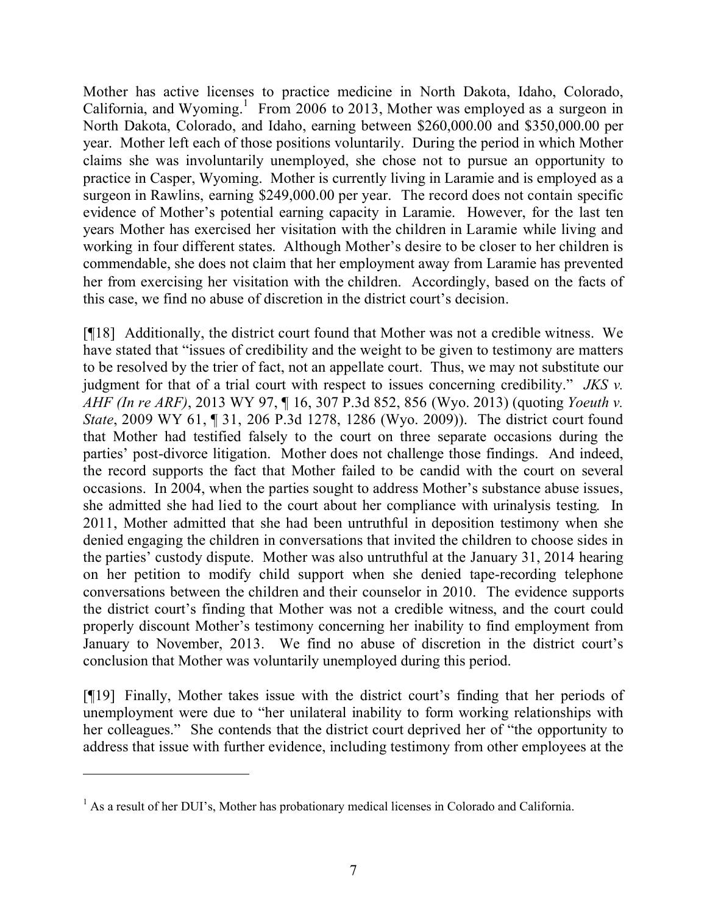Mother has active licenses to practice medicine in North Dakota, Idaho, Colorado, California, and Wyoming.[1] From 2006 to 2013, Mother was employed as a surgeon in North Dakota, Colorado, and Idaho, earning between $260,000.00 and $350,000.00 per year. Mother left each of those positions voluntarily. During the period in which Mother claims she was involuntarily unemployed, she chose not to pursue an opportunity to practice in Casper, Wyoming. Mother is currently living in Laramie and is employed as a surgeon in Rawlins, earning $249,000.00 per year. The record does not contain specific evidence of Mother's potential earning capacity in Laramie. However, for the last ten years Mother has exercised her visitation with the children in Laramie while living and working in four different states. Although Mother's desire to be closer to her children is commendable, she does not claim that her employment away from Laramie has prevented her from exercising her visitation with the children. Accordingly, based on the facts of this case, we find no abuse of discretion in the district court's decision.

[¶18] Additionally, the district court found that Mother was not a credible witness. We have stated that "issues of credibility and the weight to be given to testimony are matters to be resolved by the trier of fact, not an appellate court. Thus, we may not substitute our judgment for that of a trial court with respect to issues concerning credibility." *JKS v. AHF (In re ARF)*, 2013 WY 97, ¶ 16, 307 P.3d 852, 856 (Wyo. 2013) (quoting *Yoeuth v. State*, 2009 WY 61, ¶ 31, 206 P.3d 1278, 1286 (Wyo. 2009)). The district court found that Mother had testified falsely to the court on three separate occasions during the parties' post-divorce litigation. Mother does not challenge those findings. And indeed, the record supports the fact that Mother failed to be candid with the court on several occasions. In 2004, when the parties sought to address Mother's substance abuse issues, she admitted she had lied to the court about her compliance with urinalysis testing. In 2011, Mother admitted that she had been untruthful in deposition testimony when she denied engaging the children in conversations that invited the children to choose sides in the parties' custody dispute. Mother was also untruthful at the January 31, 2014 hearing on her petition to modify child support when she denied tape-recording telephone conversations between the children and their counselor in 2010. The evidence supports the district court's finding that Mother was not a credible witness, and the court could properly discount Mother's testimony concerning her inability to find employment from January to November, 2013. We find no abuse of discretion in the district court's conclusion that Mother was voluntarily unemployed during this period.

[¶19] Finally, Mother takes issue with the district court's finding that her periods of unemployment were due to "her unilateral inability to form working relationships with her colleagues." She contends that the district court deprived her of "the opportunity to address that issue with further evidence, including testimony from other employees at the

---

[1] As a result of her DUI's, Mother has probationary medical licenses in Colorado and California.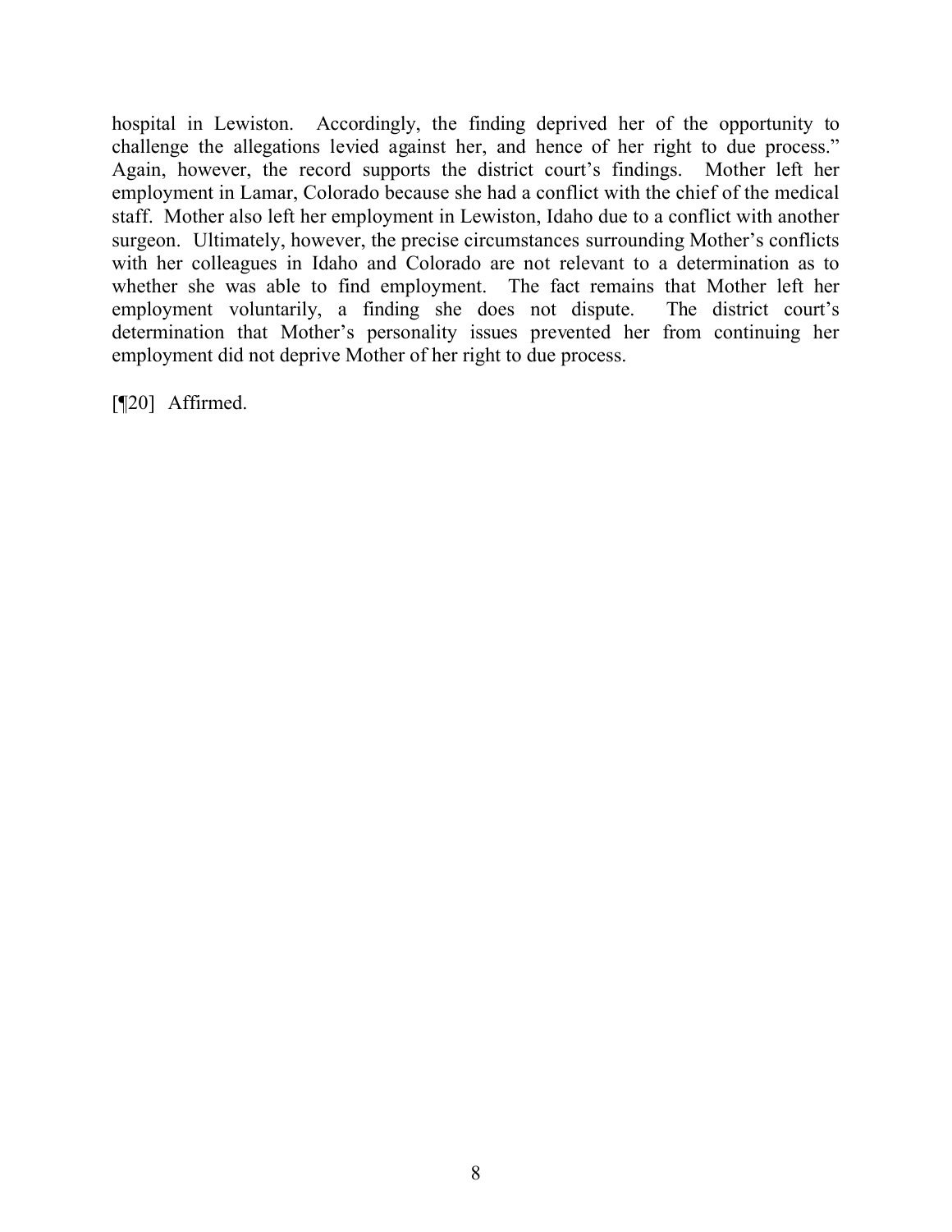hospital in Lewiston. Accordingly, the finding deprived her of the opportunity to challenge the allegations levied against her, and hence of her right to due process." Again, however, the record supports the district court's findings. Mother left her employment in Lamar, Colorado because she had a conflict with the chief of the medical staff. Mother also left her employment in Lewiston, Idaho due to a conflict with another surgeon. Ultimately, however, the precise circumstances surrounding Mother's conflicts with her colleagues in Idaho and Colorado are not relevant to a determination as to whether she was able to find employment. The fact remains that Mother left her employment voluntarily, a finding she does not dispute. The district court's determination that Mother's personality issues prevented her from continuing her employment did not deprive Mother of her right to due process.

[¶20] Affirmed.